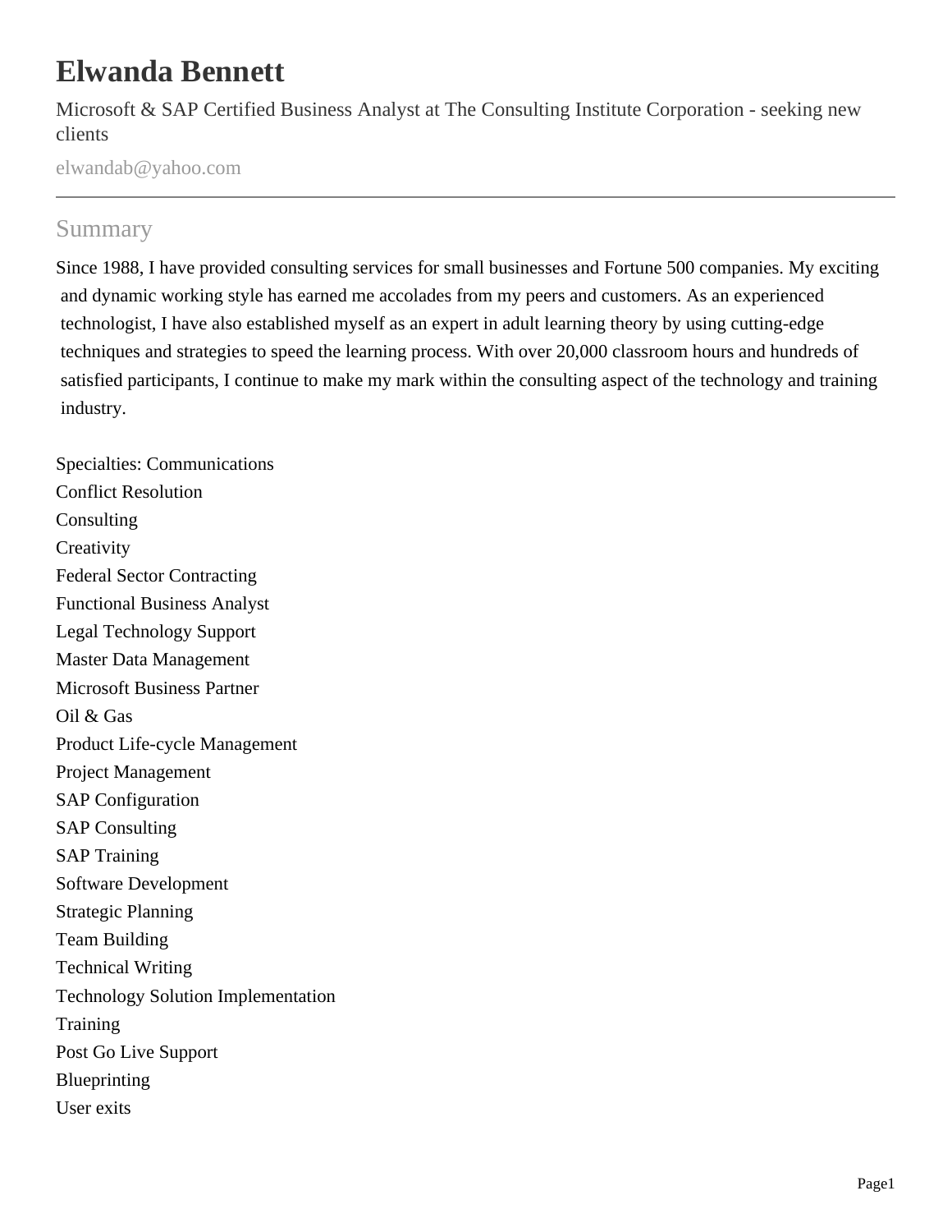# Elwanda Bennett

Microsoft & SAP Certified Business Analyst at The Consulting Institute Corporation - seeking new clients

elwandab@yahoo.com

## Summary

Since 1988, I have provided consulting services for small businesses and Fortune 500 companies. My exciting and dynamic working style has earned me accolades from my peers and customers. As an experienced technologist, I have also established myself as an expert in adult learning theory by using cutting-edge techniques and strategies to speed the learning process. With over 20,000 classroom hours and hundreds of satisfied participants, I continue to make my mark within the consulting aspect of the technology and training industry.

Specialties: Communications
Conflict Resolution
Consulting
Creativity
Federal Sector Contracting
Functional Business Analyst
Legal Technology Support
Master Data Management
Microsoft Business Partner
Oil & Gas
Product Life-cycle Management
Project Management
SAP Configuration
SAP Consulting
SAP Training
Software Development
Strategic Planning
Team Building
Technical Writing
Technology Solution Implementation
Training
Post Go Live Support
Blueprinting
User exits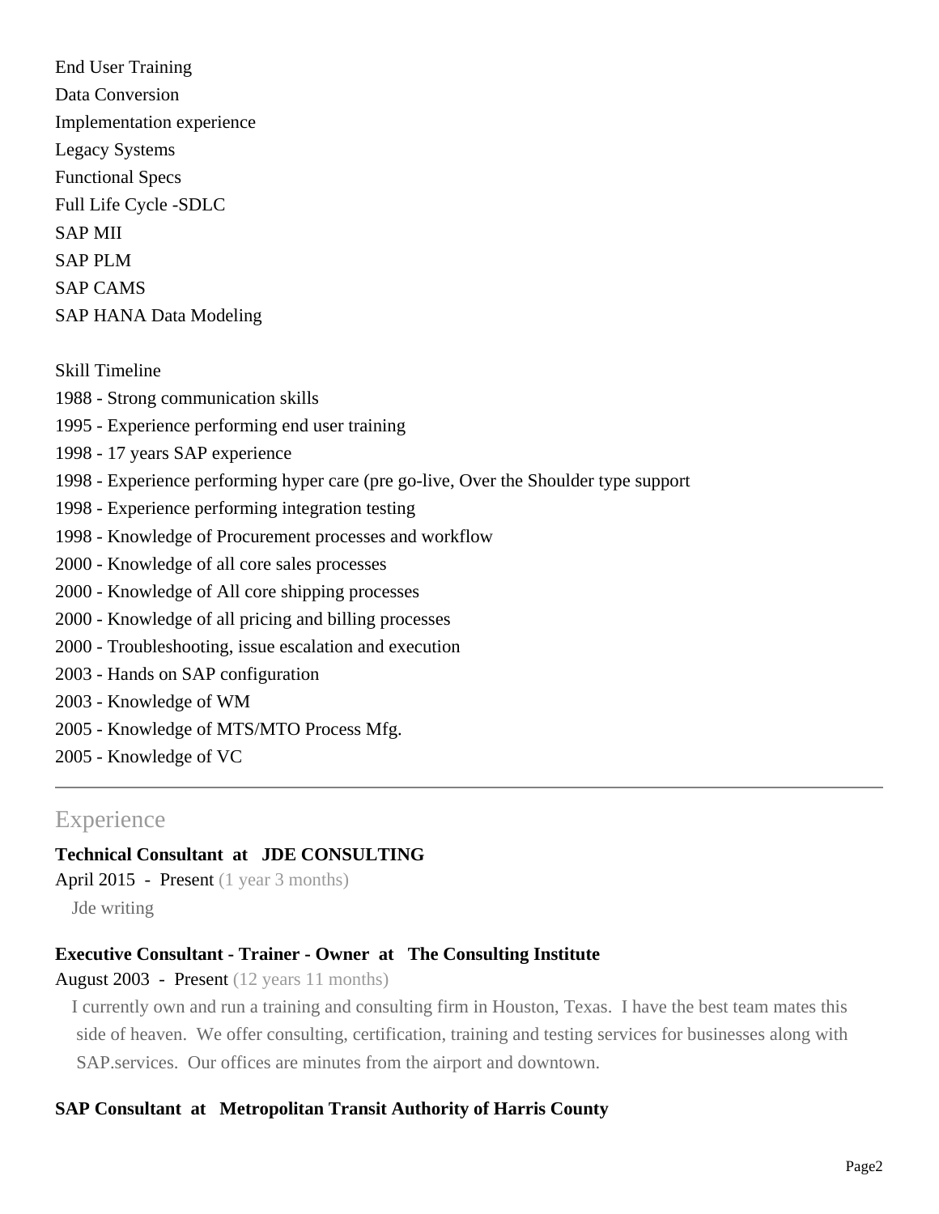End User Training
Data Conversion
Implementation experience
Legacy Systems
Functional Specs
Full Life Cycle -SDLC
SAP MII
SAP PLM
SAP CAMS
SAP HANA Data Modeling

Skill Timeline
1988 - Strong communication skills
1995 - Experience performing end user training
1998 - 17 years SAP experience
1998 - Experience performing hyper care (pre go-live, Over the Shoulder type support
1998 - Experience performing integration testing
1998 - Knowledge of Procurement processes and workflow
2000 - Knowledge of all core sales processes
2000 - Knowledge of All core shipping processes
2000 - Knowledge of all pricing and billing processes
2000 - Troubleshooting, issue escalation and execution
2003 - Hands on SAP configuration
2003 - Knowledge of WM
2005 - Knowledge of MTS/MTO Process Mfg.
2005 - Knowledge of VC

---

## Experience

**Technical Consultant at JDE CONSULTING**
April 2015 - Present (1 year 3 months)

Jde writing

**Executive Consultant - Trainer - Owner at The Consulting Institute**
August 2003 - Present (12 years 11 months)

I currently own and run a training and consulting firm in Houston, Texas. I have the best team mates this side of heaven. We offer consulting, certification, training and testing services for businesses along with SAP.services. Our offices are minutes from the airport and downtown.

**SAP Consultant at Metropolitan Transit Authority of Harris County**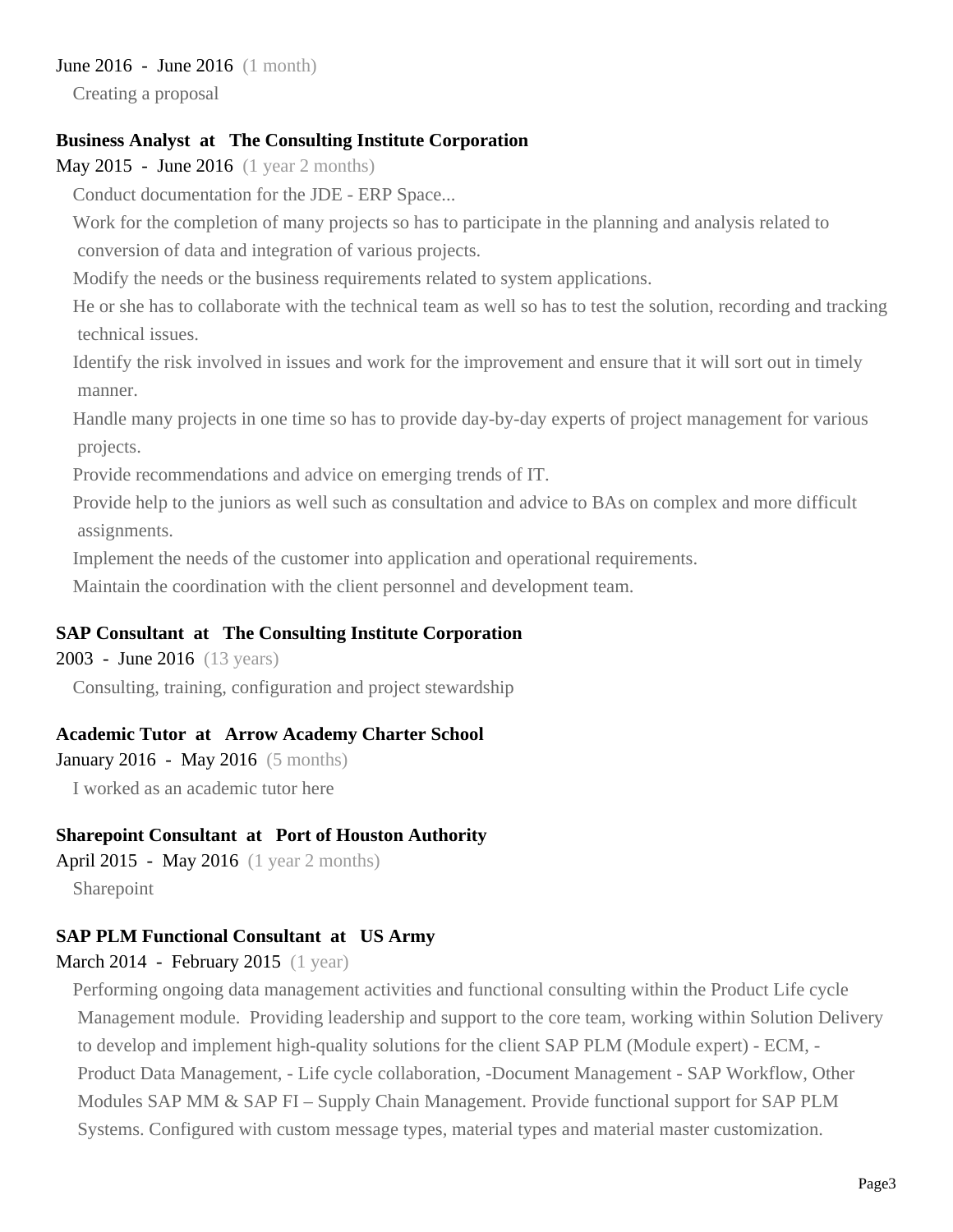June 2016 - June 2016 (1 month)

Creating a proposal

**Business Analyst at The Consulting Institute Corporation**

May 2015 - June 2016 (1 year 2 months)

Conduct documentation for the JDE - ERP Space...

Work for the completion of many projects so has to participate in the planning and analysis related to conversion of data and integration of various projects.

Modify the needs or the business requirements related to system applications.

He or she has to collaborate with the technical team as well so has to test the solution, recording and tracking technical issues.

Identify the risk involved in issues and work for the improvement and ensure that it will sort out in timely manner.

Handle many projects in one time so has to provide day-by-day experts of project management for various projects.

Provide recommendations and advice on emerging trends of IT.

Provide help to the juniors as well such as consultation and advice to BAs on complex and more difficult assignments.

Implement the needs of the customer into application and operational requirements.

Maintain the coordination with the client personnel and development team.

**SAP Consultant at The Consulting Institute Corporation**

2003 - June 2016 (13 years)

Consulting, training, configuration and project stewardship

**Academic Tutor at Arrow Academy Charter School**

January 2016 - May 2016 (5 months)

I worked as an academic tutor here

**Sharepoint Consultant at Port of Houston Authority**

April 2015 - May 2016 (1 year 2 months)

Sharepoint

**SAP PLM Functional Consultant at US Army**

March 2014 - February 2015 (1 year)

Performing ongoing data management activities and functional consulting within the Product Life cycle Management module. Providing leadership and support to the core team, working within Solution Delivery to develop and implement high-quality solutions for the client SAP PLM (Module expert) - ECM, - Product Data Management, - Life cycle collaboration, -Document Management - SAP Workflow, Other Modules SAP MM & SAP FI – Supply Chain Management. Provide functional support for SAP PLM Systems. Configured with custom message types, material types and material master customization.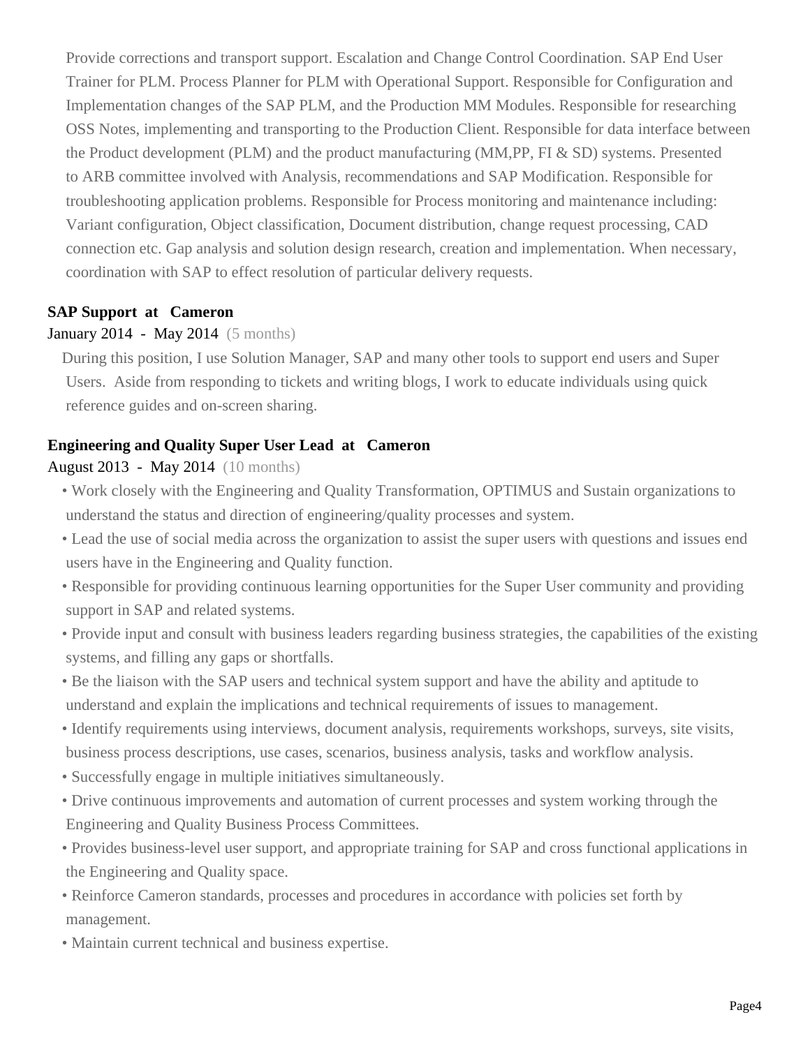Provide corrections and transport support. Escalation and Change Control Coordination. SAP End User Trainer for PLM. Process Planner for PLM with Operational Support. Responsible for Configuration and Implementation changes of the SAP PLM, and the Production MM Modules. Responsible for researching OSS Notes, implementing and transporting to the Production Client. Responsible for data interface between the Product development (PLM) and the product manufacturing (MM,PP, FI & SD) systems. Presented to ARB committee involved with Analysis, recommendations and SAP Modification. Responsible for troubleshooting application problems. Responsible for Process monitoring and maintenance including: Variant configuration, Object classification, Document distribution, change request processing, CAD connection etc. Gap analysis and solution design research, creation and implementation. When necessary, coordination with SAP to effect resolution of particular delivery requests.

**SAP Support at Cameron**

January 2014 - May 2014 (5 months)

During this position, I use Solution Manager, SAP and many other tools to support end users and Super Users. Aside from responding to tickets and writing blogs, I work to educate individuals using quick reference guides and on-screen sharing.

**Engineering and Quality Super User Lead at Cameron**

August 2013 - May 2014 (10 months)

- Work closely with the Engineering and Quality Transformation, OPTIMUS and Sustain organizations to understand the status and direction of engineering/quality processes and system.
- Lead the use of social media across the organization to assist the super users with questions and issues end users have in the Engineering and Quality function.
- Responsible for providing continuous learning opportunities for the Super User community and providing support in SAP and related systems.
- Provide input and consult with business leaders regarding business strategies, the capabilities of the existing systems, and filling any gaps or shortfalls.
- Be the liaison with the SAP users and technical system support and have the ability and aptitude to understand and explain the implications and technical requirements of issues to management.
- Identify requirements using interviews, document analysis, requirements workshops, surveys, site visits, business process descriptions, use cases, scenarios, business analysis, tasks and workflow analysis.
- Successfully engage in multiple initiatives simultaneously.
- Drive continuous improvements and automation of current processes and system working through the Engineering and Quality Business Process Committees.
- Provides business-level user support, and appropriate training for SAP and cross functional applications in the Engineering and Quality space.
- Reinforce Cameron standards, processes and procedures in accordance with policies set forth by management.
- Maintain current technical and business expertise.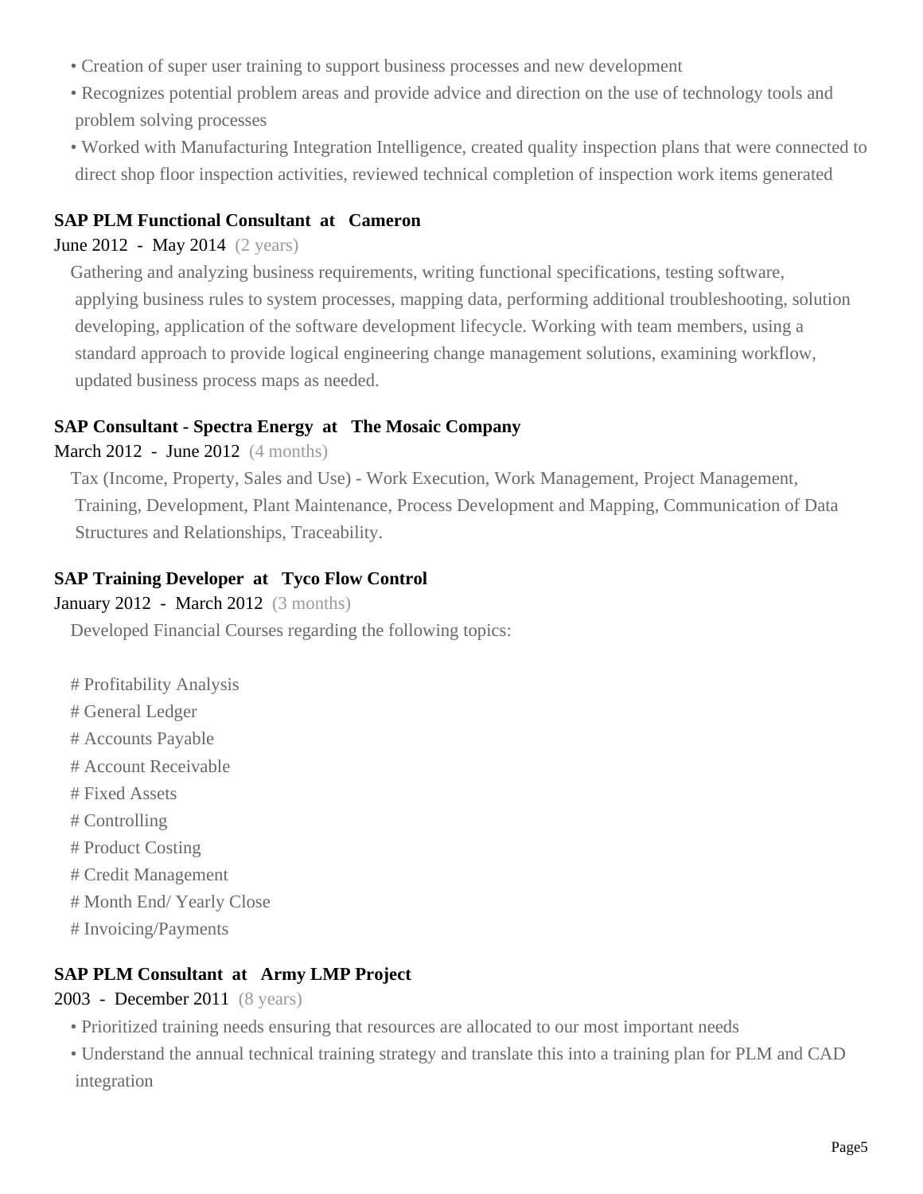- Creation of super user training to support business processes and new development
- Recognizes potential problem areas and provide advice and direction on the use of technology tools and problem solving processes
- Worked with Manufacturing Integration Intelligence, created quality inspection plans that were connected to direct shop floor inspection activities, reviewed technical completion of inspection work items generated

**SAP PLM Functional Consultant at Cameron**

June 2012 - May 2014 (2 years)

Gathering and analyzing business requirements, writing functional specifications, testing software, applying business rules to system processes, mapping data, performing additional troubleshooting, solution developing, application of the software development lifecycle. Working with team members, using a standard approach to provide logical engineering change management solutions, examining workflow, updated business process maps as needed.

**SAP Consultant - Spectra Energy at The Mosaic Company**

March 2012 - June 2012 (4 months)

Tax (Income, Property, Sales and Use) - Work Execution, Work Management, Project Management, Training, Development, Plant Maintenance, Process Development and Mapping, Communication of Data Structures and Relationships, Traceability.

**SAP Training Developer at Tyco Flow Control**

January 2012 - March 2012 (3 months)

Developed Financial Courses regarding the following topics:

# Profitability Analysis
# General Ledger
# Accounts Payable
# Account Receivable
# Fixed Assets
# Controlling
# Product Costing
# Credit Management
# Month End/ Yearly Close
# Invoicing/Payments

**SAP PLM Consultant at Army LMP Project**

2003 - December 2011 (8 years)

- Prioritized training needs ensuring that resources are allocated to our most important needs
- Understand the annual technical training strategy and translate this into a training plan for PLM and CAD integration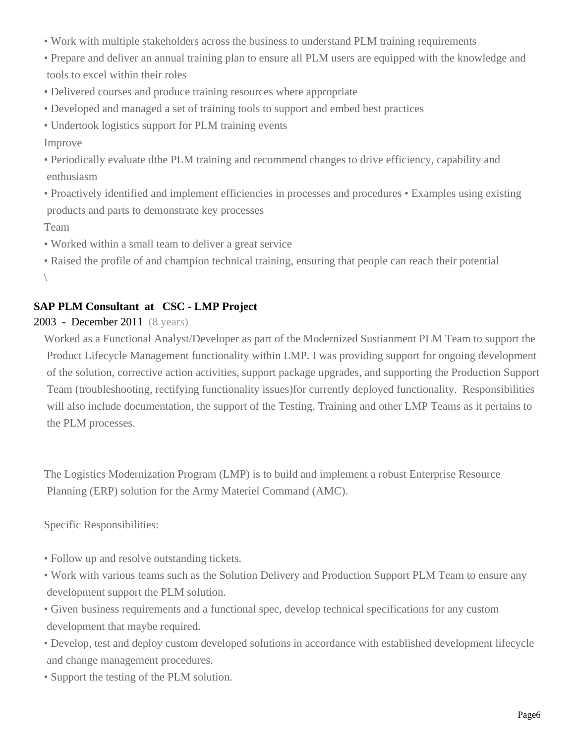- Work with multiple stakeholders across the business to understand PLM training requirements
- Prepare and deliver an annual training plan to ensure all PLM users are equipped with the knowledge and tools to excel within their roles
- Delivered courses and produce training resources where appropriate
- Developed and managed a set of training tools to support and embed best practices
- Undertook logistics support for PLM training events

Improve

- Periodically evaluate dthe PLM training and recommend changes to drive efficiency, capability and enthusiasm
- Proactively identified and implement efficiencies in processes and procedures • Examples using existing products and parts to demonstrate key processes

Team

- Worked within a small team to deliver a great service
- Raised the profile of and champion technical training, ensuring that people can reach their potential

\

**SAP PLM Consultant at CSC - LMP Project**

2003 - December 2011 (8 years)

Worked as a Functional Analyst/Developer as part of the Modernized Sustianment PLM Team to support the Product Lifecycle Management functionality within LMP. I was providing support for ongoing development of the solution, corrective action activities, support package upgrades, and supporting the Production Support Team (troubleshooting, rectifying functionality issues)for currently deployed functionality. Responsibilities will also include documentation, the support of the Testing, Training and other LMP Teams as it pertains to the PLM processes.

The Logistics Modernization Program (LMP) is to build and implement a robust Enterprise Resource Planning (ERP) solution for the Army Materiel Command (AMC).

Specific Responsibilities:

- Follow up and resolve outstanding tickets.
- Work with various teams such as the Solution Delivery and Production Support PLM Team to ensure any development support the PLM solution.
- Given business requirements and a functional spec, develop technical specifications for any custom development that maybe required.
- Develop, test and deploy custom developed solutions in accordance with established development lifecycle and change management procedures.
- Support the testing of the PLM solution.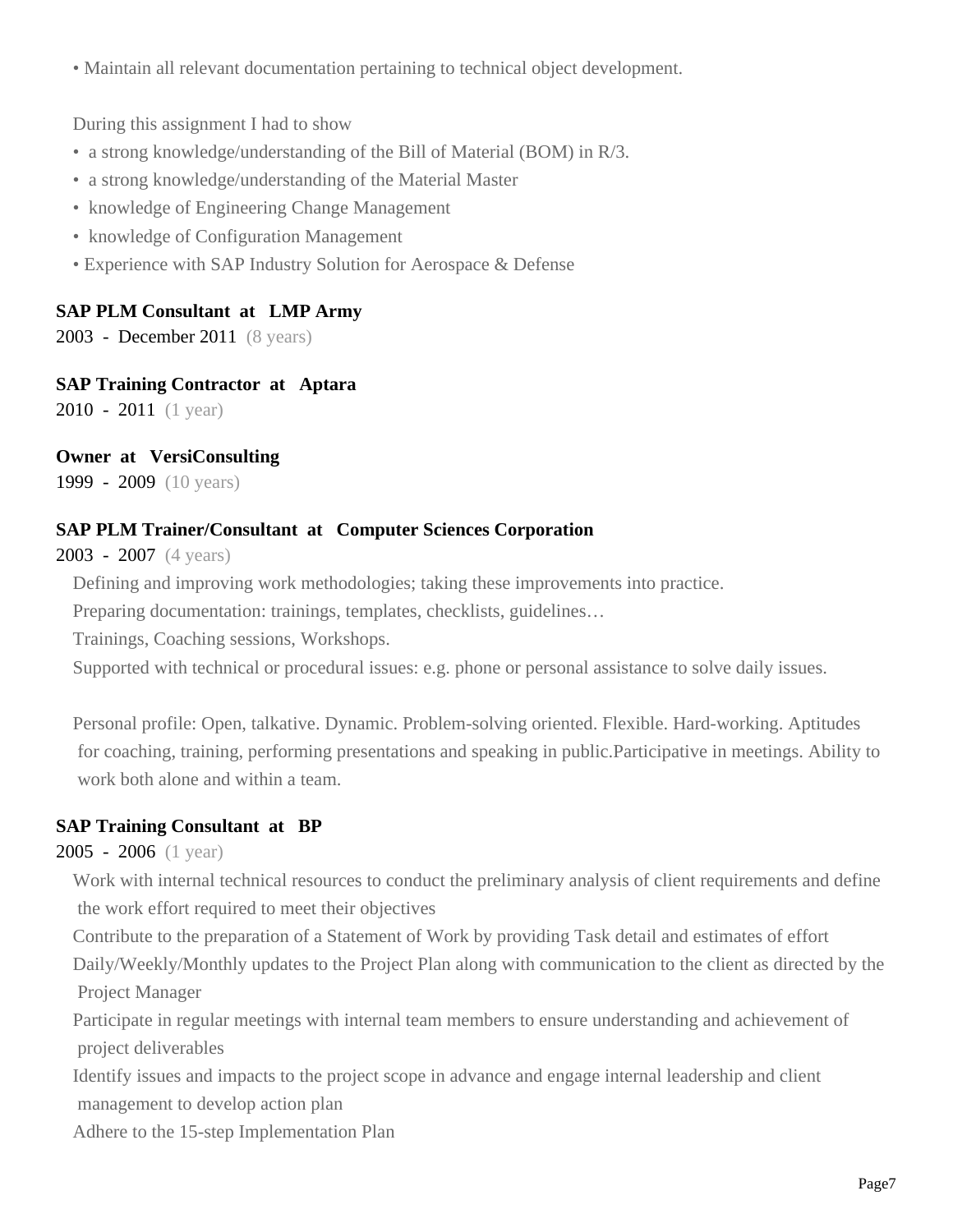• Maintain all relevant documentation pertaining to technical object development.

During this assignment I had to show

- a strong knowledge/understanding of the Bill of Material (BOM) in R/3.
- a strong knowledge/understanding of the Material Master
- knowledge of Engineering Change Management
- knowledge of Configuration Management
- Experience with SAP Industry Solution for Aerospace & Defense

**SAP PLM Consultant at LMP Army**

2003 - December 2011 (8 years)

**SAP Training Contractor at Aptara**

2010 - 2011 (1 year)

**Owner at VersiConsulting**

1999 - 2009 (10 years)

**SAP PLM Trainer/Consultant at Computer Sciences Corporation**

2003 - 2007 (4 years)

Defining and improving work methodologies; taking these improvements into practice.

Preparing documentation: trainings, templates, checklists, guidelines…

Trainings, Coaching sessions, Workshops.

Supported with technical or procedural issues: e.g. phone or personal assistance to solve daily issues.

Personal profile: Open, talkative. Dynamic. Problem-solving oriented. Flexible. Hard-working. Aptitudes for coaching, training, performing presentations and speaking in public.Participative in meetings. Ability to work both alone and within a team.

**SAP Training Consultant at BP**

2005 - 2006 (1 year)

Work with internal technical resources to conduct the preliminary analysis of client requirements and define the work effort required to meet their objectives

Contribute to the preparation of a Statement of Work by providing Task detail and estimates of effort

Daily/Weekly/Monthly updates to the Project Plan along with communication to the client as directed by the Project Manager

Participate in regular meetings with internal team members to ensure understanding and achievement of project deliverables

Identify issues and impacts to the project scope in advance and engage internal leadership and client management to develop action plan

Adhere to the 15-step Implementation Plan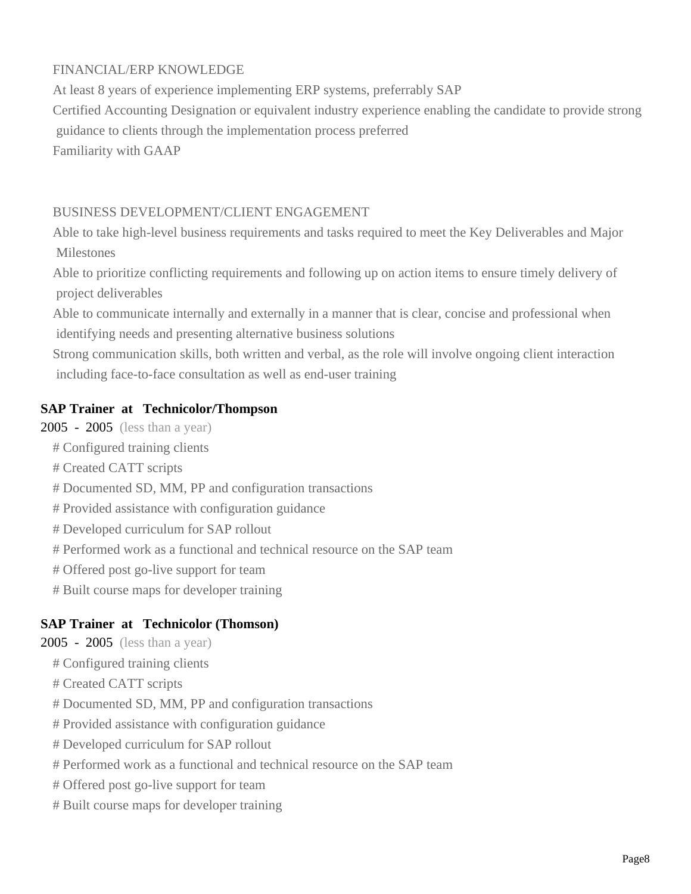FINANCIAL/ERP KNOWLEDGE

At least 8 years of experience implementing ERP systems, preferrably SAP

Certified Accounting Designation or equivalent industry experience enabling the candidate to provide strong guidance to clients through the implementation process preferred

Familiarity with GAAP

BUSINESS DEVELOPMENT/CLIENT ENGAGEMENT

Able to take high-level business requirements and tasks required to meet the Key Deliverables and Major Milestones

Able to prioritize conflicting requirements and following up on action items to ensure timely delivery of project deliverables

Able to communicate internally and externally in a manner that is clear, concise and professional when identifying needs and presenting alternative business solutions

Strong communication skills, both written and verbal, as the role will involve ongoing client interaction including face-to-face consultation as well as end-user training

**SAP Trainer at Technicolor/Thompson**

2005 - 2005 (less than a year)

# Configured training clients
# Created CATT scripts
# Documented SD, MM, PP and configuration transactions
# Provided assistance with configuration guidance
# Developed curriculum for SAP rollout
# Performed work as a functional and technical resource on the SAP team
# Offered post go-live support for team
# Built course maps for developer training

**SAP Trainer at Technicolor (Thomson)**

2005 - 2005 (less than a year)

# Configured training clients
# Created CATT scripts
# Documented SD, MM, PP and configuration transactions
# Provided assistance with configuration guidance
# Developed curriculum for SAP rollout
# Performed work as a functional and technical resource on the SAP team
# Offered post go-live support for team
# Built course maps for developer training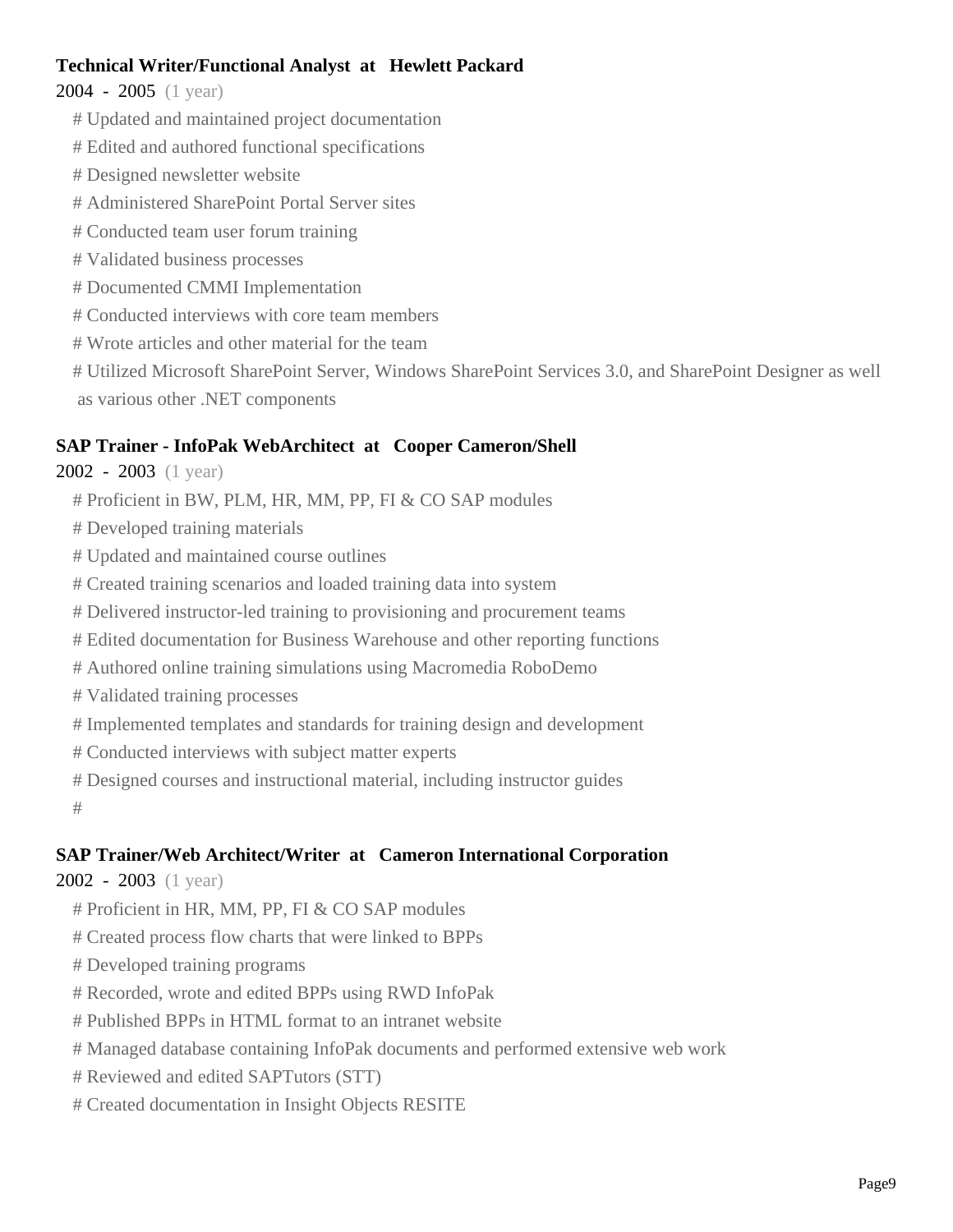**Technical Writer/Functional Analyst at Hewlett Packard**

2004 - 2005 (1 year)

# Updated and maintained project documentation

# Edited and authored functional specifications

# Designed newsletter website

# Administered SharePoint Portal Server sites

# Conducted team user forum training

# Validated business processes

# Documented CMMI Implementation

# Conducted interviews with core team members

# Wrote articles and other material for the team

# Utilized Microsoft SharePoint Server, Windows SharePoint Services 3.0, and SharePoint Designer as well as various other .NET components

**SAP Trainer - InfoPak WebArchitect at Cooper Cameron/Shell**

2002 - 2003 (1 year)

# Proficient in BW, PLM, HR, MM, PP, FI & CO SAP modules

# Developed training materials

# Updated and maintained course outlines

# Created training scenarios and loaded training data into system

# Delivered instructor-led training to provisioning and procurement teams

# Edited documentation for Business Warehouse and other reporting functions

# Authored online training simulations using Macromedia RoboDemo

# Validated training processes

# Implemented templates and standards for training design and development

# Conducted interviews with subject matter experts

# Designed courses and instructional material, including instructor guides

#

**SAP Trainer/Web Architect/Writer at Cameron International Corporation**

2002 - 2003 (1 year)

# Proficient in HR, MM, PP, FI & CO SAP modules

# Created process flow charts that were linked to BPPs

# Developed training programs

# Recorded, wrote and edited BPPs using RWD InfoPak

# Published BPPs in HTML format to an intranet website

# Managed database containing InfoPak documents and performed extensive web work

# Reviewed and edited SAPTutors (STT)

# Created documentation in Insight Objects RESITE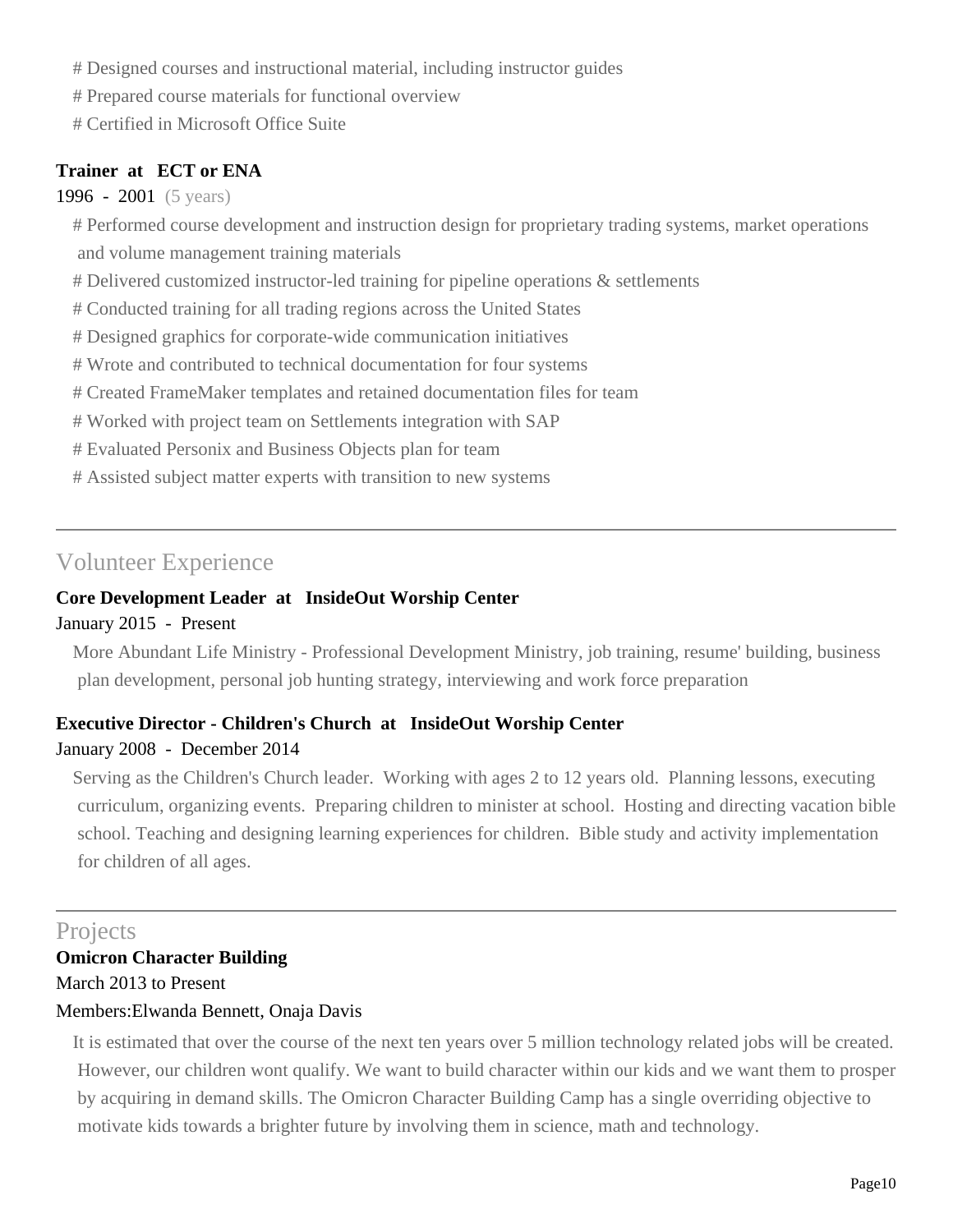# Designed courses and instructional material, including instructor guides
# Prepared course materials for functional overview
# Certified in Microsoft Office Suite

**Trainer at ECT or ENA**

1996 - 2001 (5 years)

# Performed course development and instruction design for proprietary trading systems, market operations and volume management training materials
# Delivered customized instructor-led training for pipeline operations & settlements
# Conducted training for all trading regions across the United States
# Designed graphics for corporate-wide communication initiatives
# Wrote and contributed to technical documentation for four systems
# Created FrameMaker templates and retained documentation files for team
# Worked with project team on Settlements integration with SAP
# Evaluated Personix and Business Objects plan for team
# Assisted subject matter experts with transition to new systems

---

## Volunteer Experience

**Core Development Leader at InsideOut Worship Center**

January 2015 - Present

More Abundant Life Ministry - Professional Development Ministry, job training, resume' building, business plan development, personal job hunting strategy, interviewing and work force preparation

**Executive Director - Children's Church at InsideOut Worship Center**

January 2008 - December 2014

Serving as the Children's Church leader. Working with ages 2 to 12 years old. Planning lessons, executing curriculum, organizing events. Preparing children to minister at school. Hosting and directing vacation bible school. Teaching and designing learning experiences for children. Bible study and activity implementation for children of all ages.

---

## Projects

**Omicron Character Building**

March 2013 to Present

Members:Elwanda Bennett, Onaja Davis

It is estimated that over the course of the next ten years over 5 million technology related jobs will be created. However, our children wont qualify. We want to build character within our kids and we want them to prosper by acquiring in demand skills. The Omicron Character Building Camp has a single overriding objective to motivate kids towards a brighter future by involving them in science, math and technology.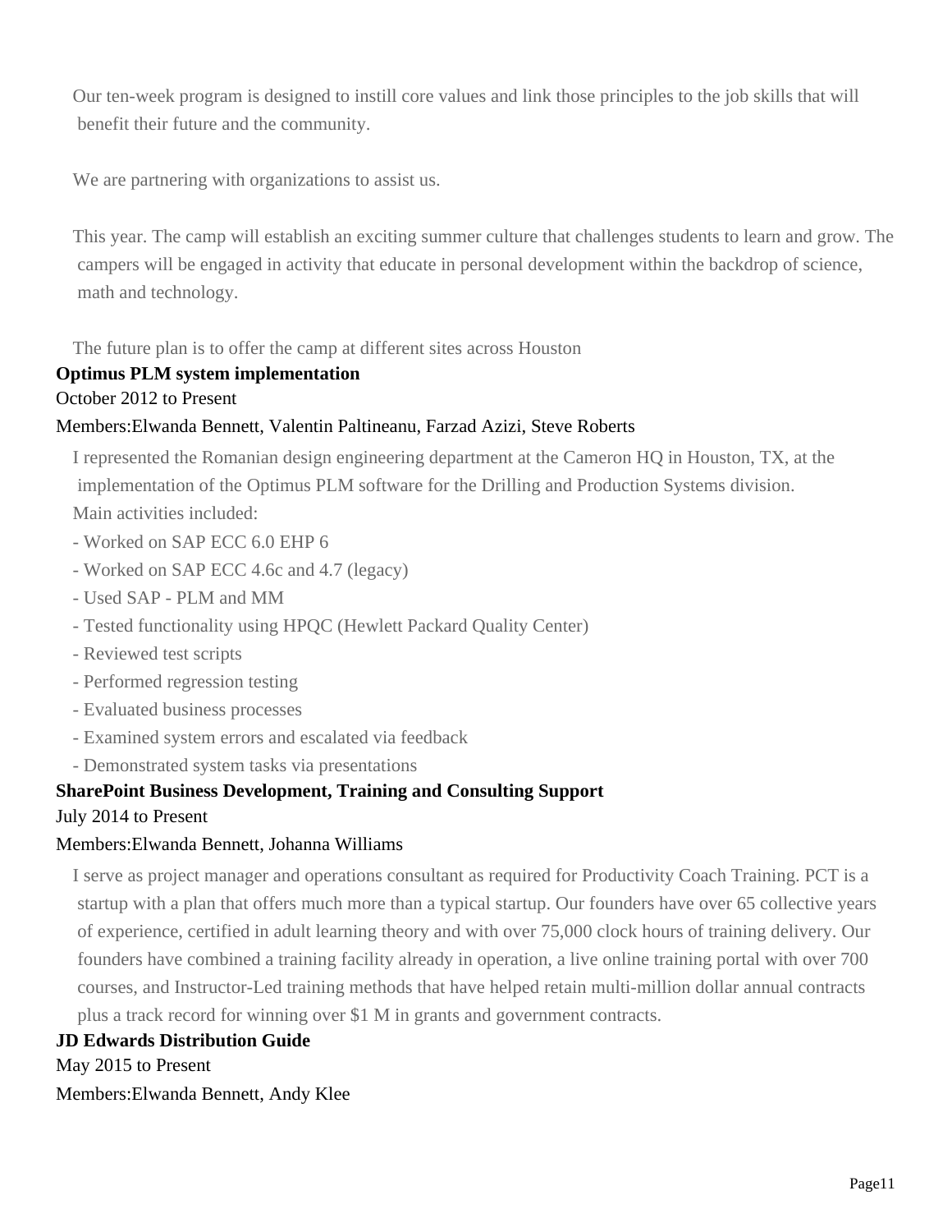Our ten-week program is designed to instill core values and link those principles to the job skills that will benefit their future and the community.

We are partnering with organizations to assist us.

This year. The camp will establish an exciting summer culture that challenges students to learn and grow. The campers will be engaged in activity that educate in personal development within the backdrop of science, math and technology.

The future plan is to offer the camp at different sites across Houston

**Optimus PLM system implementation**

October 2012 to Present

Members:Elwanda Bennett, Valentin Paltineanu, Farzad Azizi, Steve Roberts

I represented the Romanian design engineering department at the Cameron HQ in Houston, TX, at the implementation of the Optimus PLM software for the Drilling and Production Systems division.

Main activities included:

- Worked on SAP ECC 6.0 EHP 6
- Worked on SAP ECC 4.6c and 4.7 (legacy)
- Used SAP - PLM and MM
- Tested functionality using HPQC (Hewlett Packard Quality Center)
- Reviewed test scripts
- Performed regression testing
- Evaluated business processes
- Examined system errors and escalated via feedback
- Demonstrated system tasks via presentations

**SharePoint Business Development, Training and Consulting Support**

July 2014 to Present

Members:Elwanda Bennett, Johanna Williams

I serve as project manager and operations consultant as required for Productivity Coach Training. PCT is a startup with a plan that offers much more than a typical startup. Our founders have over 65 collective years of experience, certified in adult learning theory and with over 75,000 clock hours of training delivery. Our founders have combined a training facility already in operation, a live online training portal with over 700 courses, and Instructor-Led training methods that have helped retain multi-million dollar annual contracts plus a track record for winning over $1 M in grants and government contracts.

**JD Edwards Distribution Guide**

May 2015 to Present

Members:Elwanda Bennett, Andy Klee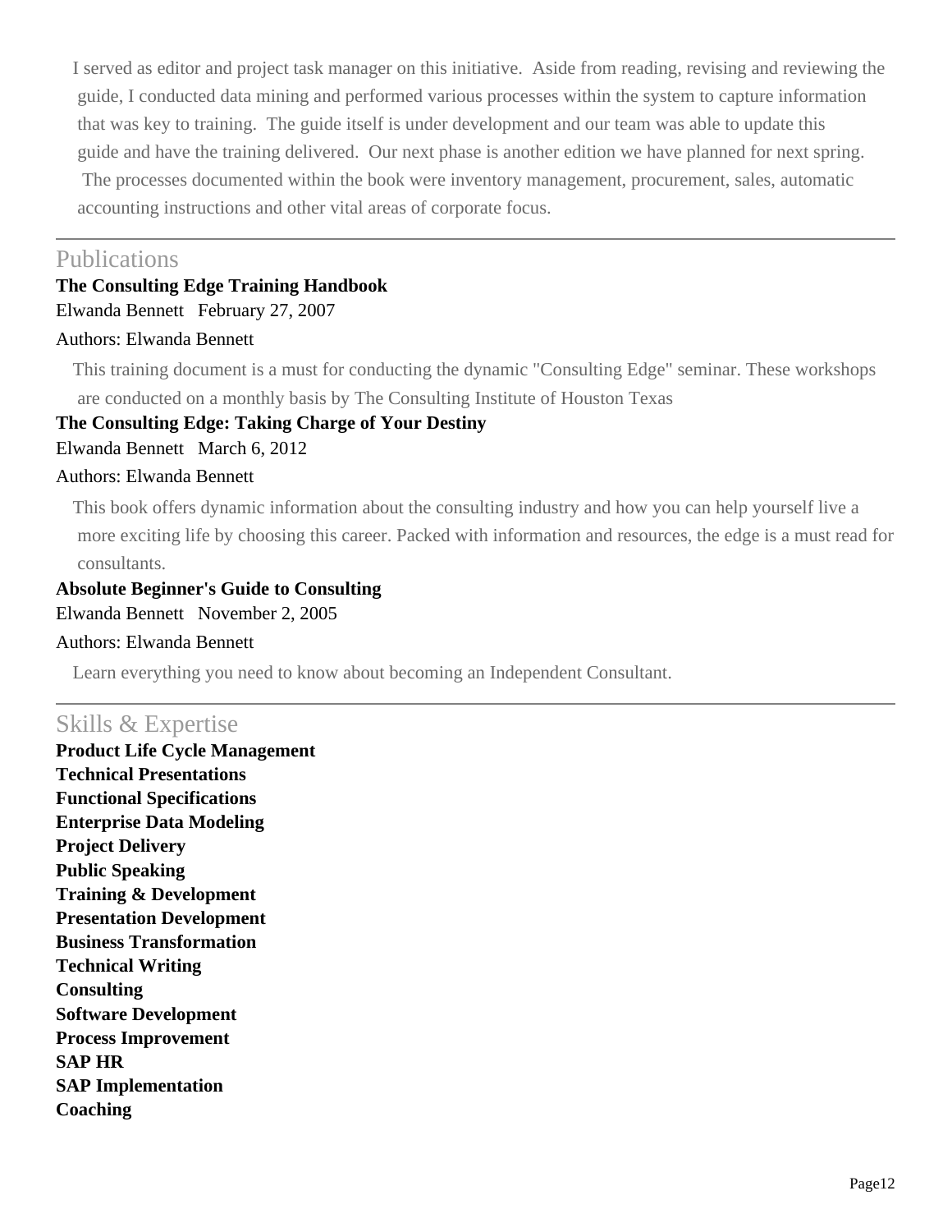I served as editor and project task manager on this initiative.  Aside from reading, revising and reviewing the guide, I conducted data mining and performed various processes within the system to capture information that was key to training.  The guide itself is under development and our team was able to update this guide and have the training delivered.  Our next phase is another edition we have planned for next spring. The processes documented within the book were inventory management, procurement, sales, automatic accounting instructions and other vital areas of corporate focus.

## Publications

**The Consulting Edge Training Handbook**

Elwanda Bennett   February 27, 2007

Authors: Elwanda Bennett

This training document is a must for conducting the dynamic "Consulting Edge" seminar. These workshops are conducted on a monthly basis by The Consulting Institute of Houston Texas

**The Consulting Edge: Taking Charge of Your Destiny**

Elwanda Bennett   March 6, 2012

Authors: Elwanda Bennett

This book offers dynamic information about the consulting industry and how you can help yourself live a more exciting life by choosing this career. Packed with information and resources, the edge is a must read for consultants.

**Absolute Beginner's Guide to Consulting**

Elwanda Bennett   November 2, 2005

Authors: Elwanda Bennett

Learn everything you need to know about becoming an Independent Consultant.

## Skills & Expertise

**Product Life Cycle Management**
**Technical Presentations**
**Functional Specifications**
**Enterprise Data Modeling**
**Project Delivery**
**Public Speaking**
**Training & Development**
**Presentation Development**
**Business Transformation**
**Technical Writing**
**Consulting**
**Software Development**
**Process Improvement**
**SAP HR**
**SAP Implementation**
**Coaching**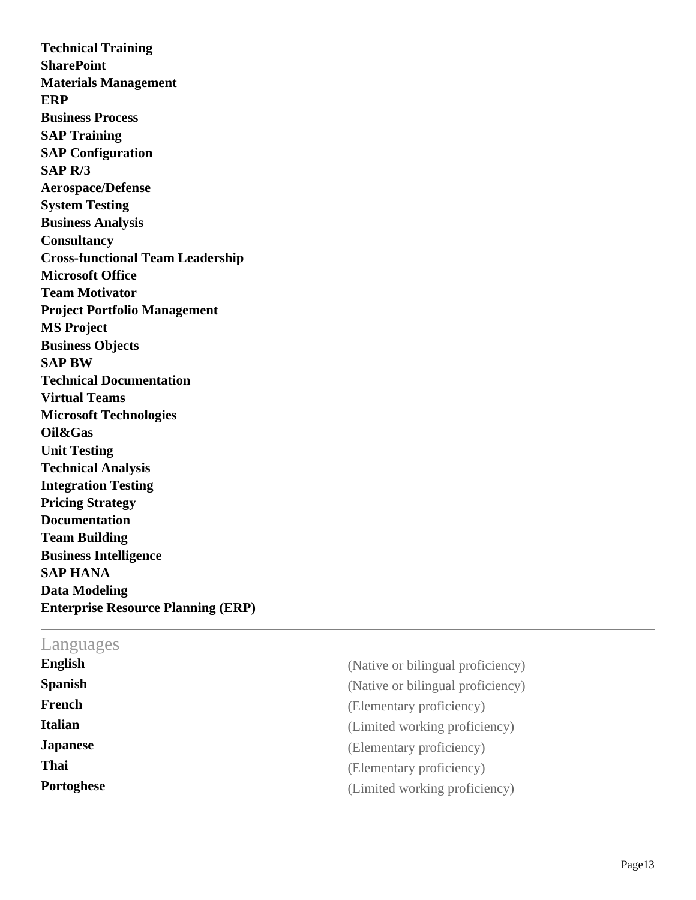**Technical Training**
**SharePoint**
**Materials Management**
**ERP**
**Business Process**
**SAP Training**
**SAP Configuration**
**SAP R/3**
**Aerospace/Defense**
**System Testing**
**Business Analysis**
**Consultancy**
**Cross-functional Team Leadership**
**Microsoft Office**
**Team Motivator**
**Project Portfolio Management**
**MS Project**
**Business Objects**
**SAP BW**
**Technical Documentation**
**Virtual Teams**
**Microsoft Technologies**
**Oil&Gas**
**Unit Testing**
**Technical Analysis**
**Integration Testing**
**Pricing Strategy**
**Documentation**
**Team Building**
**Business Intelligence**
**SAP HANA**
**Data Modeling**
**Enterprise Resource Planning (ERP)**

## Languages

**English** (Native or bilingual proficiency)
**Spanish** (Native or bilingual proficiency)
**French** (Elementary proficiency)
**Italian** (Limited working proficiency)
**Japanese** (Elementary proficiency)
**Thai** (Elementary proficiency)
**Portoghese** (Limited working proficiency)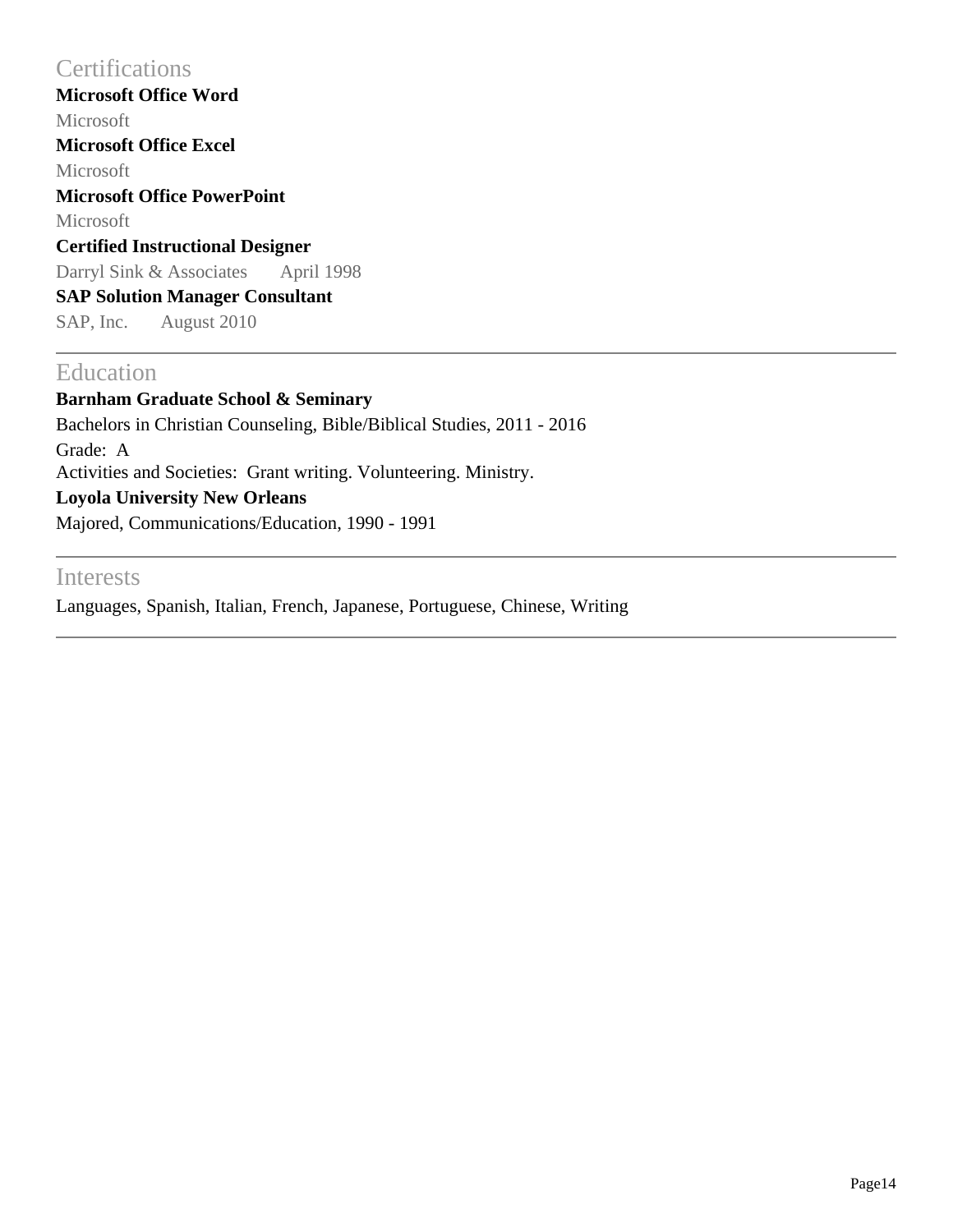## Certifications

**Microsoft Office Word**
Microsoft

**Microsoft Office Excel**
Microsoft

**Microsoft Office PowerPoint**
Microsoft

**Certified Instructional Designer**
Darryl Sink & Associates    April 1998

**SAP Solution Manager Consultant**
SAP, Inc.    August 2010

## Education

**Barnham Graduate School & Seminary**
Bachelors in Christian Counseling, Bible/Biblical Studies, 2011 - 2016
Grade: A
Activities and Societies: Grant writing. Volunteering. Ministry.

**Loyola University New Orleans**
Majored, Communications/Education, 1990 - 1991

## Interests

Languages, Spanish, Italian, French, Japanese, Portuguese, Chinese, Writing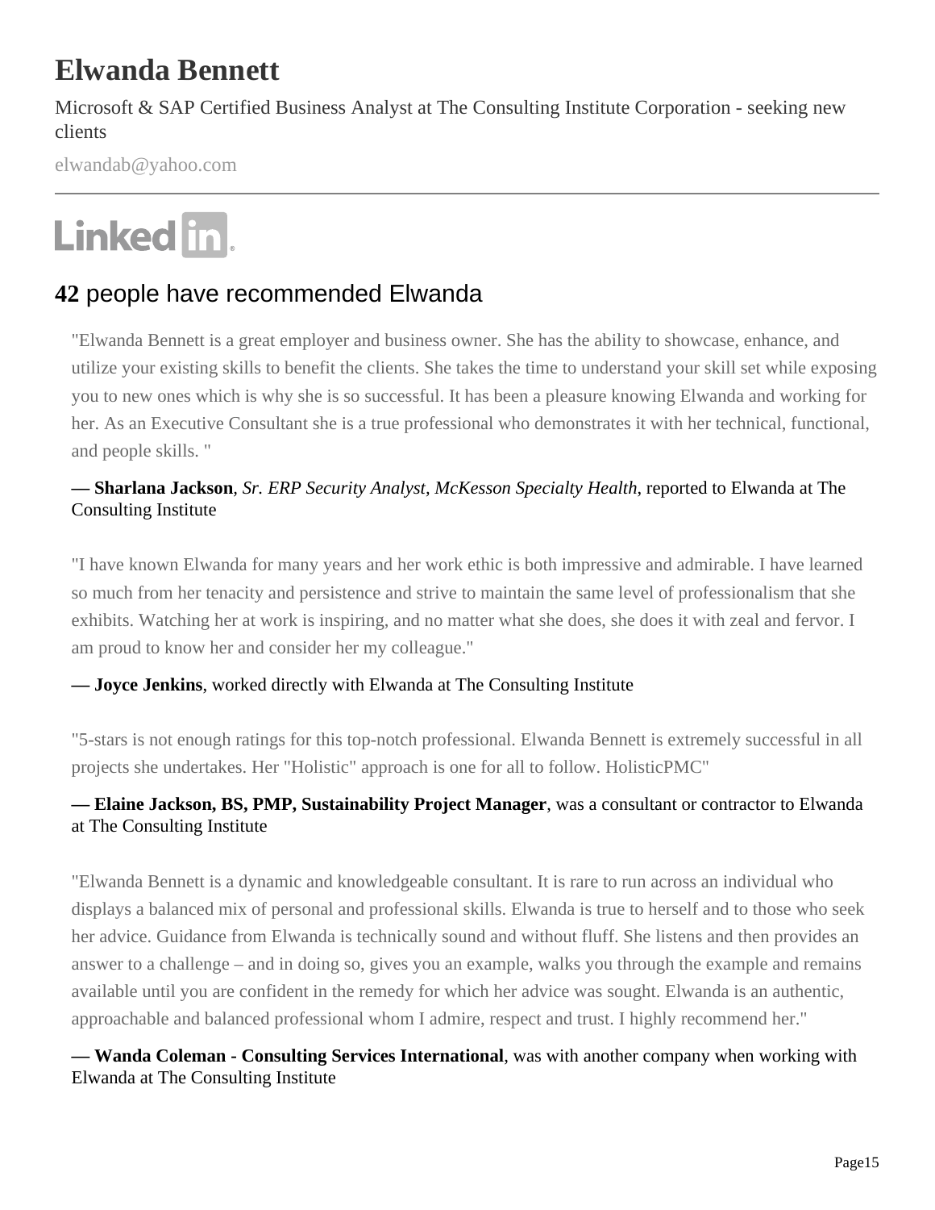# Elwanda Bennett

Microsoft & SAP Certified Business Analyst at The Consulting Institute Corporation - seeking new clients

elwandab@yahoo.com

---

Linked in

## **42** people have recommended Elwanda

> "Elwanda Bennett is a great employer and business owner. She has the ability to showcase, enhance, and utilize your existing skills to benefit the clients. She takes the time to understand your skill set while exposing you to new ones which is why she is so successful. It has been a pleasure knowing Elwanda and working for her. As an Executive Consultant she is a true professional who demonstrates it with her technical, functional, and people skills. "
>
> **— Sharlana Jackson**, *Sr. ERP Security Analyst, McKesson Specialty Health*, reported to Elwanda at The Consulting Institute

> "I have known Elwanda for many years and her work ethic is both impressive and admirable. I have learned so much from her tenacity and persistence and strive to maintain the same level of professionalism that she exhibits. Watching her at work is inspiring, and no matter what she does, she does it with zeal and fervor. I am proud to know her and consider her my colleague."
>
> **— Joyce Jenkins**, worked directly with Elwanda at The Consulting Institute

> "5-stars is not enough ratings for this top-notch professional. Elwanda Bennett is extremely successful in all projects she undertakes. Her "Holistic" approach is one for all to follow. HolisticPMC"
>
> **— Elaine Jackson, BS, PMP, Sustainability Project Manager**, was a consultant or contractor to Elwanda at The Consulting Institute

> "Elwanda Bennett is a dynamic and knowledgeable consultant. It is rare to run across an individual who displays a balanced mix of personal and professional skills. Elwanda is true to herself and to those who seek her advice. Guidance from Elwanda is technically sound and without fluff. She listens and then provides an answer to a challenge – and in doing so, gives you an example, walks you through the example and remains available until you are confident in the remedy for which her advice was sought. Elwanda is an authentic, approachable and balanced professional whom I admire, respect and trust. I highly recommend her."
>
> **— Wanda Coleman - Consulting Services International**, was with another company when working with Elwanda at The Consulting Institute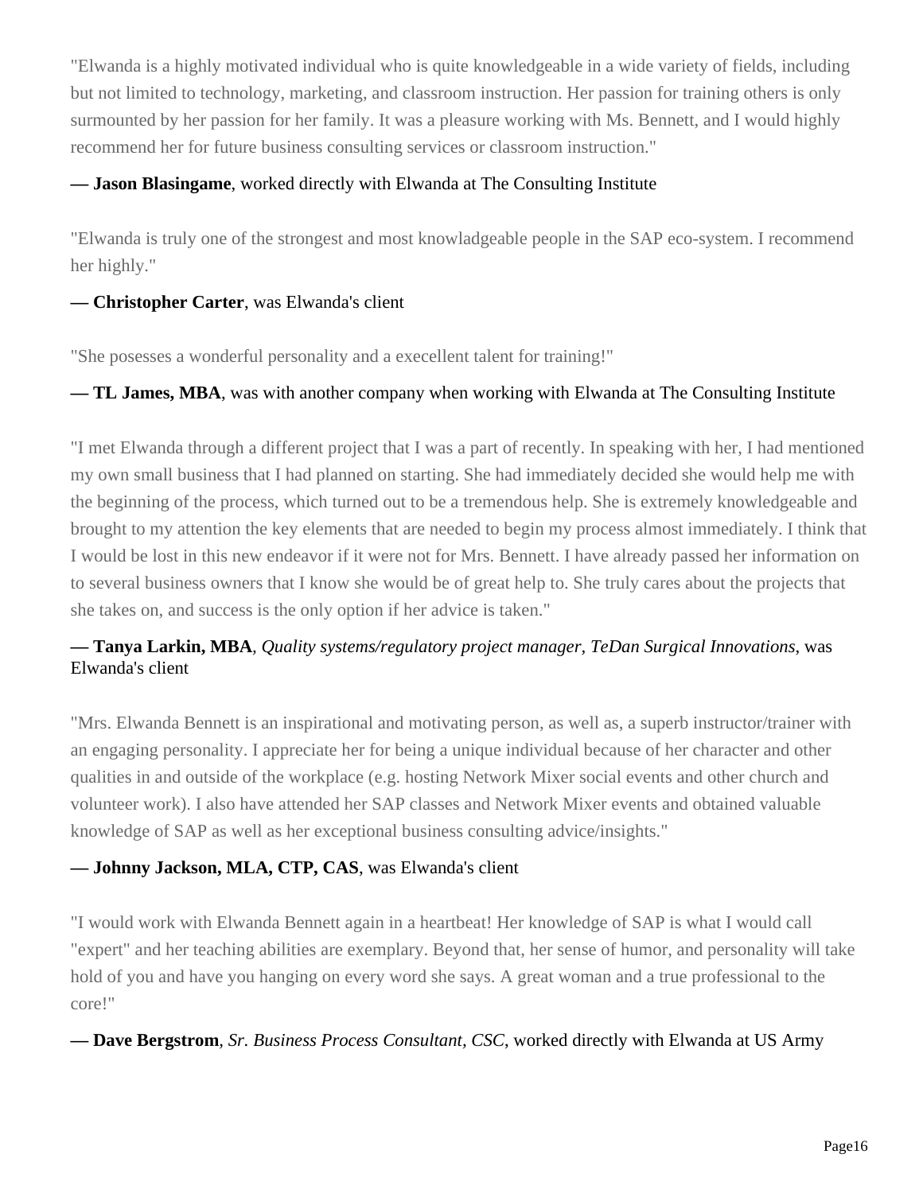"Elwanda is a highly motivated individual who is quite knowledgeable in a wide variety of fields, including but not limited to technology, marketing, and classroom instruction. Her passion for training others is only surmounted by her passion for her family. It was a pleasure working with Ms. Bennett, and I would highly recommend her for future business consulting services or classroom instruction."

**— Jason Blasingame**, worked directly with Elwanda at The Consulting Institute

"Elwanda is truly one of the strongest and most knowladgeable people in the SAP eco-system. I recommend her highly."

**— Christopher Carter**, was Elwanda's client

"She posesses a wonderful personality and a execellent talent for training!"

**— TL James, MBA**, was with another company when working with Elwanda at The Consulting Institute

"I met Elwanda through a different project that I was a part of recently. In speaking with her, I had mentioned my own small business that I had planned on starting. She had immediately decided she would help me with the beginning of the process, which turned out to be a tremendous help. She is extremely knowledgeable and brought to my attention the key elements that are needed to begin my process almost immediately. I think that I would be lost in this new endeavor if it were not for Mrs. Bennett. I have already passed her information on to several business owners that I know she would be of great help to. She truly cares about the projects that she takes on, and success is the only option if her advice is taken."

**— Tanya Larkin, MBA**, *Quality systems/regulatory project manager, TeDan Surgical Innovations*, was Elwanda's client

"Mrs. Elwanda Bennett is an inspirational and motivating person, as well as, a superb instructor/trainer with an engaging personality. I appreciate her for being a unique individual because of her character and other qualities in and outside of the workplace (e.g. hosting Network Mixer social events and other church and volunteer work). I also have attended her SAP classes and Network Mixer events and obtained valuable knowledge of SAP as well as her exceptional business consulting advice/insights."

**— Johnny Jackson, MLA, CTP, CAS**, was Elwanda's client

"I would work with Elwanda Bennett again in a heartbeat! Her knowledge of SAP is what I would call "expert" and her teaching abilities are exemplary. Beyond that, her sense of humor, and personality will take hold of you and have you hanging on every word she says. A great woman and a true professional to the core!"

**— Dave Bergstrom**, *Sr. Business Process Consultant, CSC*, worked directly with Elwanda at US Army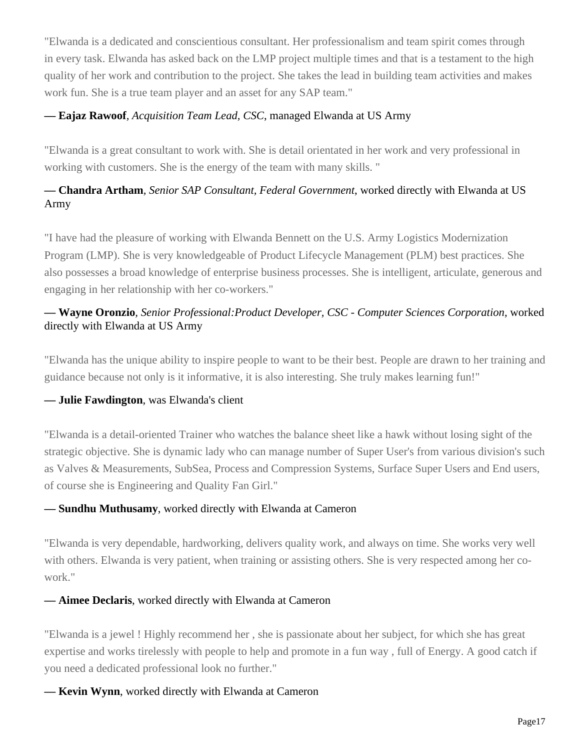"Elwanda is a dedicated and conscientious consultant. Her professionalism and team spirit comes through in every task. Elwanda has asked back on the LMP project multiple times and that is a testament to the high quality of her work and contribution to the project. She takes the lead in building team activities and makes work fun. She is a true team player and an asset for any SAP team."

**— Eajaz Rawoof**, *Acquisition Team Lead, CSC*, managed Elwanda at US Army

"Elwanda is a great consultant to work with. She is detail orientated in her work and very professional in working with customers. She is the energy of the team with many skills. "

**— Chandra Artham**, *Senior SAP Consultant, Federal Government*, worked directly with Elwanda at US Army

"I have had the pleasure of working with Elwanda Bennett on the U.S. Army Logistics Modernization Program (LMP). She is very knowledgeable of Product Lifecycle Management (PLM) best practices. She also possesses a broad knowledge of enterprise business processes. She is intelligent, articulate, generous and engaging in her relationship with her co-workers."

**— Wayne Oronzio**, *Senior Professional:Product Developer, CSC - Computer Sciences Corporation*, worked directly with Elwanda at US Army

"Elwanda has the unique ability to inspire people to want to be their best. People are drawn to her training and guidance because not only is it informative, it is also interesting. She truly makes learning fun!"

**— Julie Fawdington**, was Elwanda's client

"Elwanda is a detail-oriented Trainer who watches the balance sheet like a hawk without losing sight of the strategic objective. She is dynamic lady who can manage number of Super User's from various division's such as Valves & Measurements, SubSea, Process and Compression Systems, Surface Super Users and End users, of course she is Engineering and Quality Fan Girl."

**— Sundhu Muthusamy**, worked directly with Elwanda at Cameron

"Elwanda is very dependable, hardworking, delivers quality work, and always on time. She works very well with others. Elwanda is very patient, when training or assisting others. She is very respected among her co-work."

**— Aimee Declaris**, worked directly with Elwanda at Cameron

"Elwanda is a jewel ! Highly recommend her , she is passionate about her subject, for which she has great expertise and works tirelessly with people to help and promote in a fun way , full of Energy. A good catch if you need a dedicated professional look no further."

**— Kevin Wynn**, worked directly with Elwanda at Cameron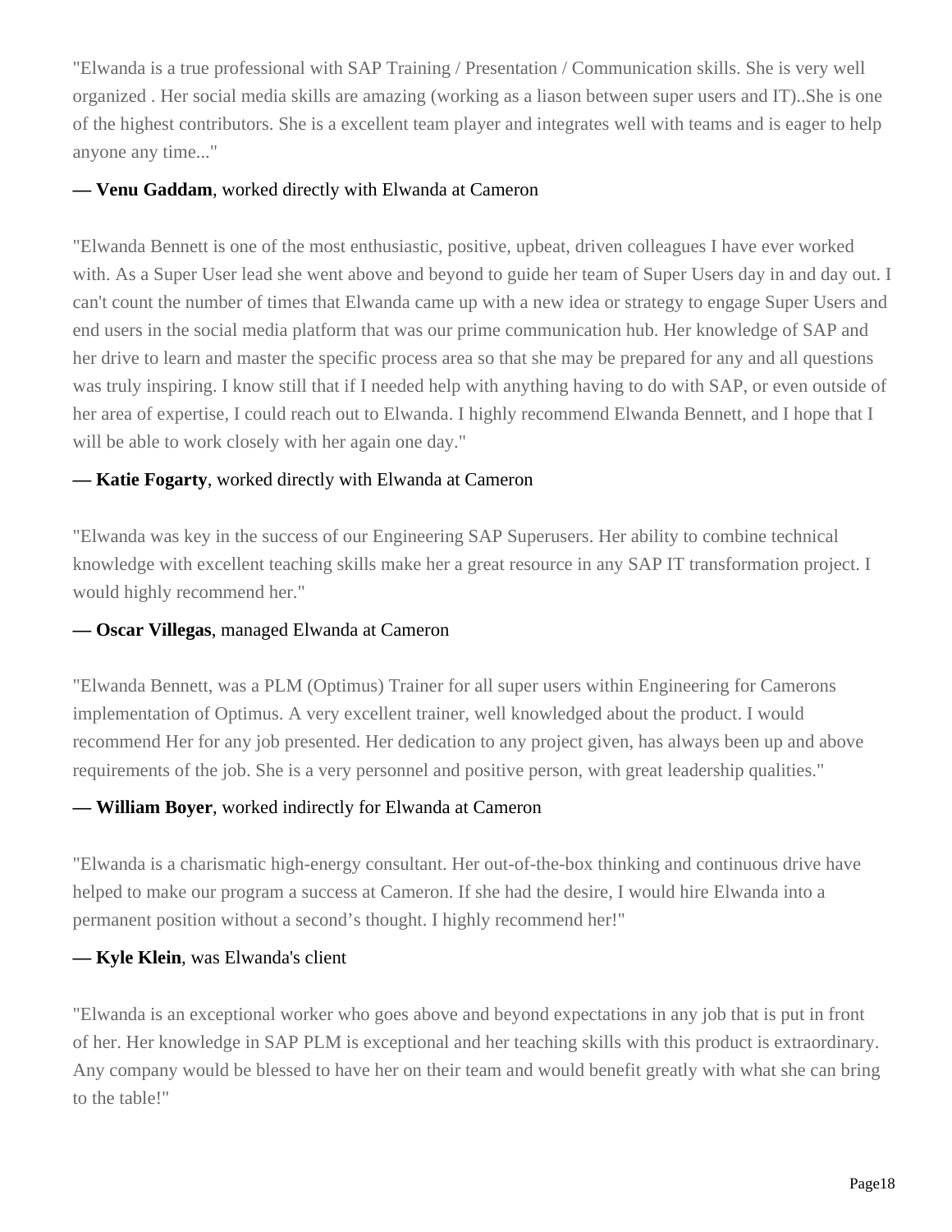"Elwanda is a true professional with SAP Training / Presentation / Communication skills. She is very well organized . Her social media skills are amazing (working as a liason between super users and IT)..She is one of the highest contributors. She is a excellent team player and integrates well with teams and is eager to help anyone any time..."

— **Venu Gaddam**, worked directly with Elwanda at Cameron

"Elwanda Bennett is one of the most enthusiastic, positive, upbeat, driven colleagues I have ever worked with. As a Super User lead she went above and beyond to guide her team of Super Users day in and day out. I can't count the number of times that Elwanda came up with a new idea or strategy to engage Super Users and end users in the social media platform that was our prime communication hub. Her knowledge of SAP and her drive to learn and master the specific process area so that she may be prepared for any and all questions was truly inspiring. I know still that if I needed help with anything having to do with SAP, or even outside of her area of expertise, I could reach out to Elwanda. I highly recommend Elwanda Bennett, and I hope that I will be able to work closely with her again one day."

— **Katie Fogarty**, worked directly with Elwanda at Cameron

"Elwanda was key in the success of our Engineering SAP Superusers. Her ability to combine technical knowledge with excellent teaching skills make her a great resource in any SAP IT transformation project. I would highly recommend her."

— **Oscar Villegas**, managed Elwanda at Cameron

"Elwanda Bennett, was a PLM (Optimus) Trainer for all super users within Engineering for Camerons implementation of Optimus. A very excellent trainer, well knowledged about the product. I would recommend Her for any job presented. Her dedication to any project given, has always been up and above requirements of the job. She is a very personnel and positive person, with great leadership qualities."

— **William Boyer**, worked indirectly for Elwanda at Cameron

"Elwanda is a charismatic high-energy consultant. Her out-of-the-box thinking and continuous drive have helped to make our program a success at Cameron. If she had the desire, I would hire Elwanda into a permanent position without a second's thought. I highly recommend her!"

— **Kyle Klein**, was Elwanda's client

"Elwanda is an exceptional worker who goes above and beyond expectations in any job that is put in front of her. Her knowledge in SAP PLM is exceptional and her teaching skills with this product is extraordinary. Any company would be blessed to have her on their team and would benefit greatly with what she can bring to the table!"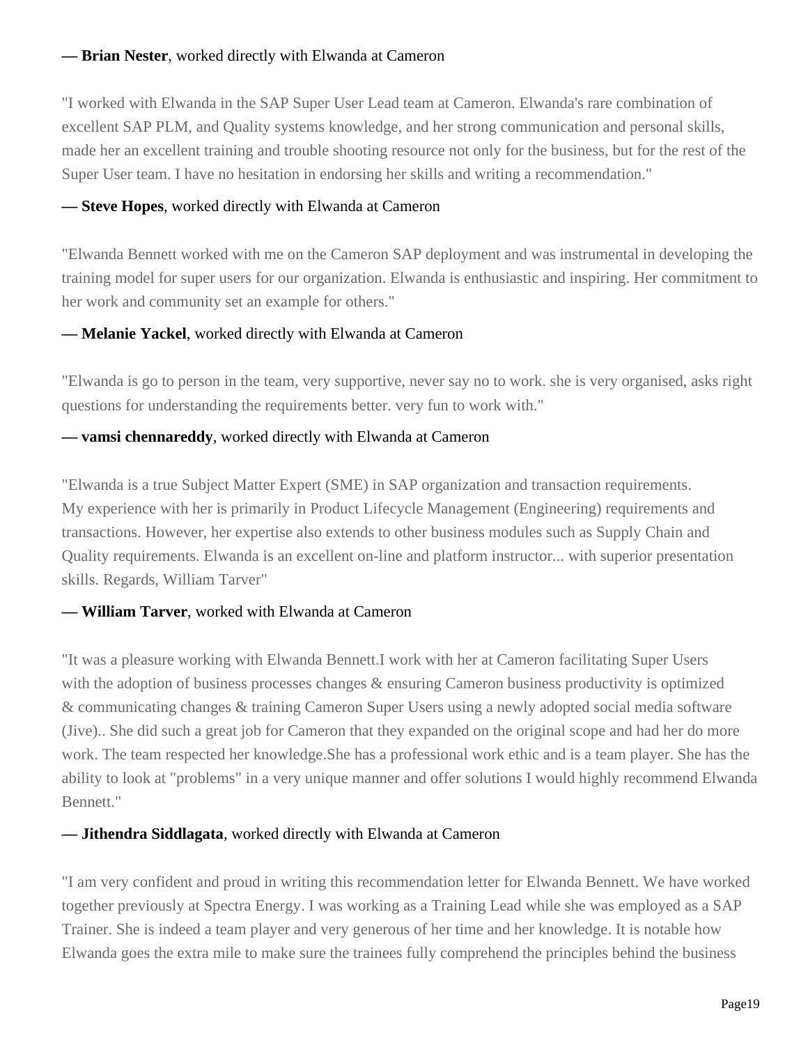**— Brian Nester**, worked directly with Elwanda at Cameron

"I worked with Elwanda in the SAP Super User Lead team at Cameron. Elwanda's rare combination of excellent SAP PLM, and Quality systems knowledge, and her strong communication and personal skills, made her an excellent training and trouble shooting resource not only for the business, but for the rest of the Super User team. I have no hesitation in endorsing her skills and writing a recommendation."

**— Steve Hopes**, worked directly with Elwanda at Cameron

"Elwanda Bennett worked with me on the Cameron SAP deployment and was instrumental in developing the training model for super users for our organization. Elwanda is enthusiastic and inspiring. Her commitment to her work and community set an example for others."

**— Melanie Yackel**, worked directly with Elwanda at Cameron

"Elwanda is go to person in the team, very supportive, never say no to work. she is very organised, asks right questions for understanding the requirements better. very fun to work with."

**— vamsi chennareddy**, worked directly with Elwanda at Cameron

"Elwanda is a true Subject Matter Expert (SME) in SAP organization and transaction requirements. My experience with her is primarily in Product Lifecycle Management (Engineering) requirements and transactions. However, her expertise also extends to other business modules such as Supply Chain and Quality requirements. Elwanda is an excellent on-line and platform instructor... with superior presentation skills. Regards, William Tarver"

**— William Tarver**, worked with Elwanda at Cameron

"It was a pleasure working with Elwanda Bennett.I work with her at Cameron facilitating Super Users with the adoption of business processes changes & ensuring Cameron business productivity is optimized & communicating changes & training Cameron Super Users using a newly adopted social media software (Jive).. She did such a great job for Cameron that they expanded on the original scope and had her do more work. The team respected her knowledge.She has a professional work ethic and is a team player. She has the ability to look at "problems" in a very unique manner and offer solutions I would highly recommend Elwanda Bennett."

**— Jithendra Siddlagata**, worked directly with Elwanda at Cameron

"I am very confident and proud in writing this recommendation letter for Elwanda Bennett. We have worked together previously at Spectra Energy. I was working as a Training Lead while she was employed as a SAP Trainer. She is indeed a team player and very generous of her time and her knowledge. It is notable how Elwanda goes the extra mile to make sure the trainees fully comprehend the principles behind the business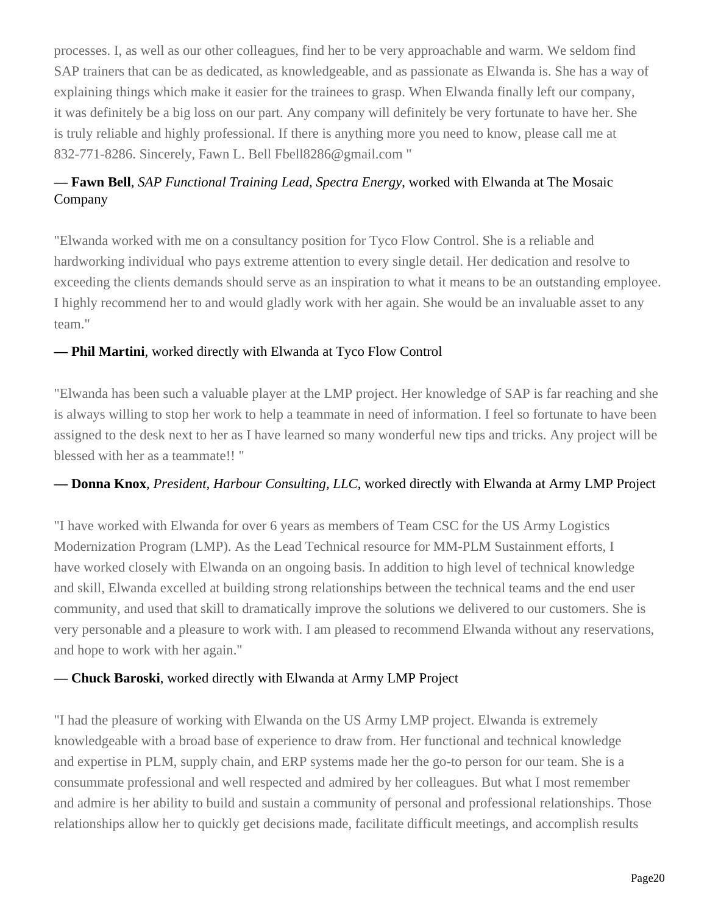processes. I, as well as our other colleagues, find her to be very approachable and warm. We seldom find SAP trainers that can be as dedicated, as knowledgeable, and as passionate as Elwanda is. She has a way of explaining things which make it easier for the trainees to grasp. When Elwanda finally left our company, it was definitely be a big loss on our part. Any company will definitely be very fortunate to have her. She is truly reliable and highly professional. If there is anything more you need to know, please call me at 832-771-8286. Sincerely, Fawn L. Bell Fbell8286@gmail.com "

**— Fawn Bell**, *SAP Functional Training Lead, Spectra Energy*, worked with Elwanda at The Mosaic Company

"Elwanda worked with me on a consultancy position for Tyco Flow Control. She is a reliable and hardworking individual who pays extreme attention to every single detail. Her dedication and resolve to exceeding the clients demands should serve as an inspiration to what it means to be an outstanding employee. I highly recommend her to and would gladly work with her again. She would be an invaluable asset to any team."

**— Phil Martini**, worked directly with Elwanda at Tyco Flow Control

"Elwanda has been such a valuable player at the LMP project. Her knowledge of SAP is far reaching and she is always willing to stop her work to help a teammate in need of information. I feel so fortunate to have been assigned to the desk next to her as I have learned so many wonderful new tips and tricks. Any project will be blessed with her as a teammate!! "

**— Donna Knox**, *President, Harbour Consulting, LLC*, worked directly with Elwanda at Army LMP Project

"I have worked with Elwanda for over 6 years as members of Team CSC for the US Army Logistics Modernization Program (LMP). As the Lead Technical resource for MM-PLM Sustainment efforts, I have worked closely with Elwanda on an ongoing basis. In addition to high level of technical knowledge and skill, Elwanda excelled at building strong relationships between the technical teams and the end user community, and used that skill to dramatically improve the solutions we delivered to our customers. She is very personable and a pleasure to work with. I am pleased to recommend Elwanda without any reservations, and hope to work with her again."

**— Chuck Baroski**, worked directly with Elwanda at Army LMP Project

"I had the pleasure of working with Elwanda on the US Army LMP project. Elwanda is extremely knowledgeable with a broad base of experience to draw from. Her functional and technical knowledge and expertise in PLM, supply chain, and ERP systems made her the go-to person for our team. She is a consummate professional and well respected and admired by her colleagues. But what I most remember and admire is her ability to build and sustain a community of personal and professional relationships. Those relationships allow her to quickly get decisions made, facilitate difficult meetings, and accomplish results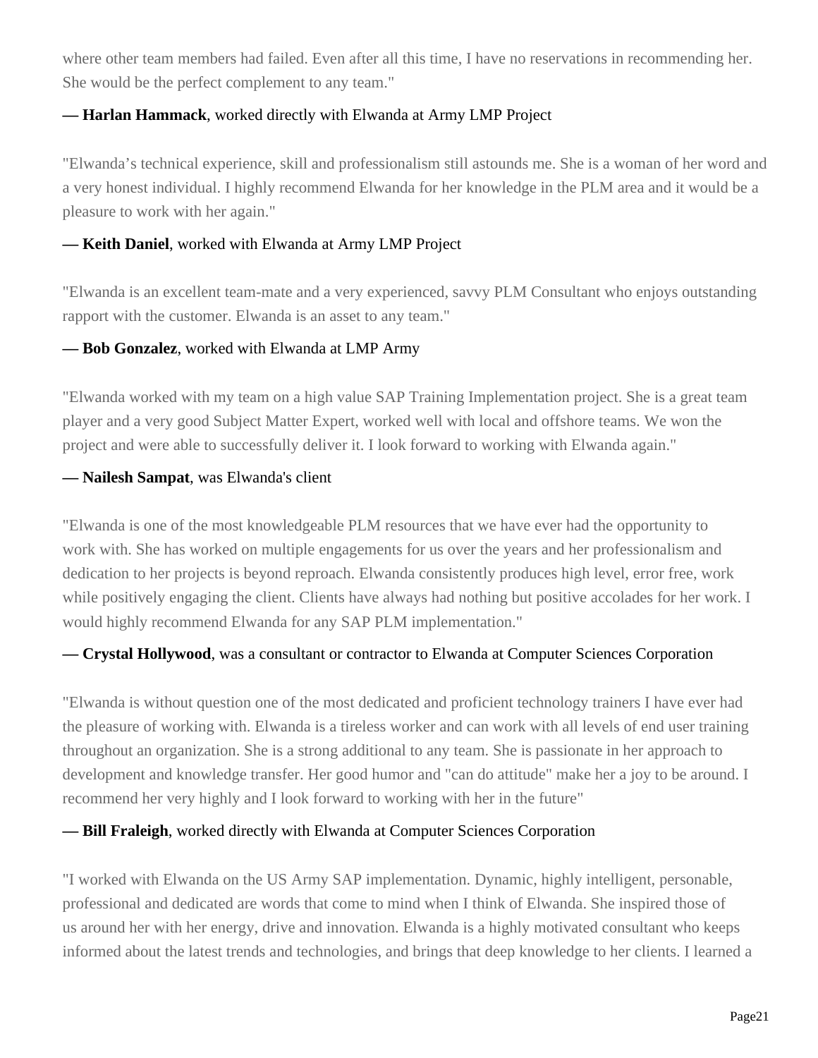where other team members had failed. Even after all this time, I have no reservations in recommending her. She would be the perfect complement to any team."

**— Harlan Hammack**, worked directly with Elwanda at Army LMP Project

"Elwanda's technical experience, skill and professionalism still astounds me. She is a woman of her word and a very honest individual. I highly recommend Elwanda for her knowledge in the PLM area and it would be a pleasure to work with her again."

**— Keith Daniel**, worked with Elwanda at Army LMP Project

"Elwanda is an excellent team-mate and a very experienced, savvy PLM Consultant who enjoys outstanding rapport with the customer. Elwanda is an asset to any team."

**— Bob Gonzalez**, worked with Elwanda at LMP Army

"Elwanda worked with my team on a high value SAP Training Implementation project. She is a great team player and a very good Subject Matter Expert, worked well with local and offshore teams. We won the project and were able to successfully deliver it. I look forward to working with Elwanda again."

**— Nailesh Sampat**, was Elwanda's client

"Elwanda is one of the most knowledgeable PLM resources that we have ever had the opportunity to work with. She has worked on multiple engagements for us over the years and her professionalism and dedication to her projects is beyond reproach. Elwanda consistently produces high level, error free, work while positively engaging the client. Clients have always had nothing but positive accolades for her work. I would highly recommend Elwanda for any SAP PLM implementation."

**— Crystal Hollywood**, was a consultant or contractor to Elwanda at Computer Sciences Corporation

"Elwanda is without question one of the most dedicated and proficient technology trainers I have ever had the pleasure of working with. Elwanda is a tireless worker and can work with all levels of end user training throughout an organization. She is a strong additional to any team. She is passionate in her approach to development and knowledge transfer. Her good humor and "can do attitude" make her a joy to be around. I recommend her very highly and I look forward to working with her in the future"

**— Bill Fraleigh**, worked directly with Elwanda at Computer Sciences Corporation

"I worked with Elwanda on the US Army SAP implementation. Dynamic, highly intelligent, personable, professional and dedicated are words that come to mind when I think of Elwanda. She inspired those of us around her with her energy, drive and innovation. Elwanda is a highly motivated consultant who keeps informed about the latest trends and technologies, and brings that deep knowledge to her clients. I learned a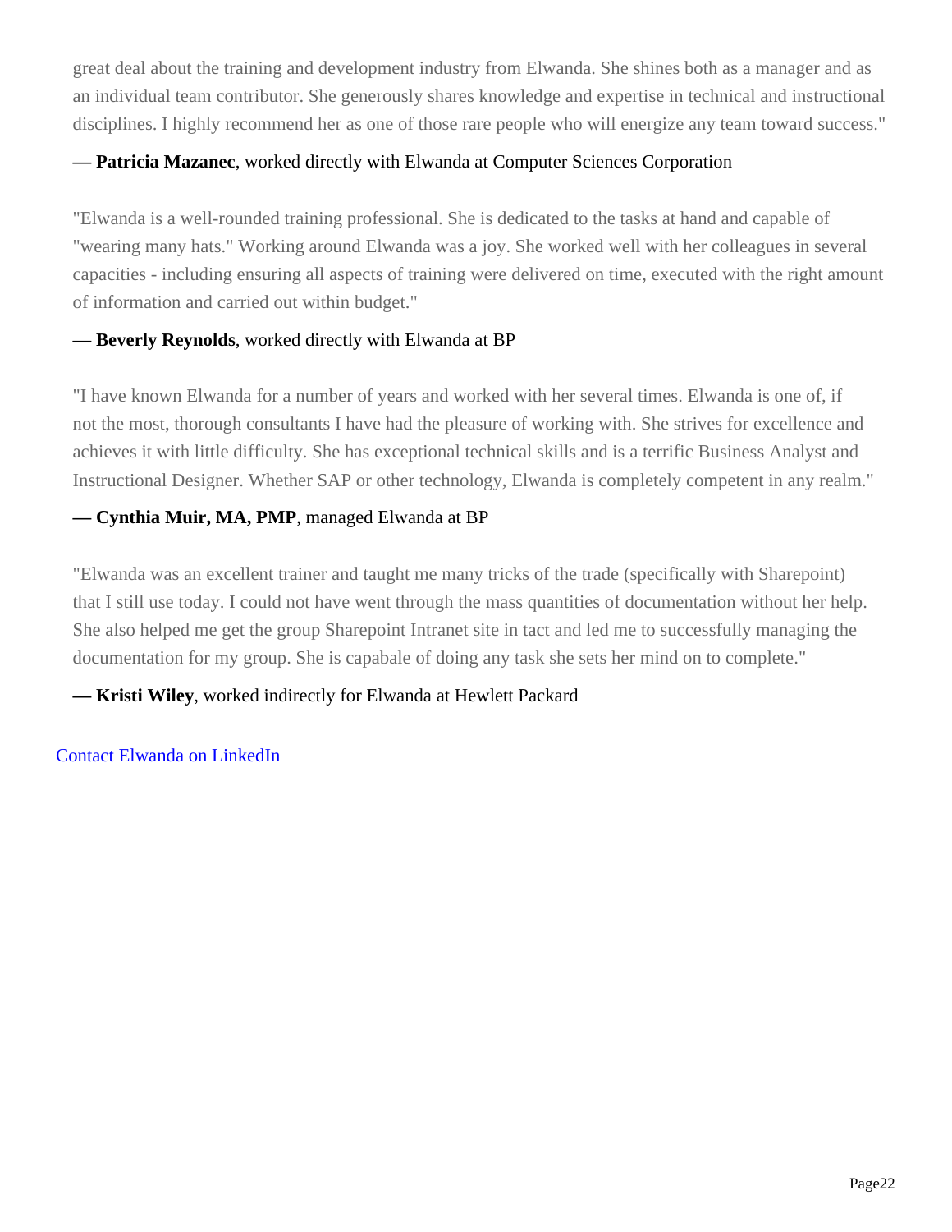great deal about the training and development industry from Elwanda. She shines both as a manager and as an individual team contributor. She generously shares knowledge and expertise in technical and instructional disciplines. I highly recommend her as one of those rare people who will energize any team toward success."

— **Patricia Mazanec**, worked directly with Elwanda at Computer Sciences Corporation

"Elwanda is a well-rounded training professional. She is dedicated to the tasks at hand and capable of "wearing many hats." Working around Elwanda was a joy. She worked well with her colleagues in several capacities - including ensuring all aspects of training were delivered on time, executed with the right amount of information and carried out within budget."

— **Beverly Reynolds**, worked directly with Elwanda at BP

"I have known Elwanda for a number of years and worked with her several times. Elwanda is one of, if not the most, thorough consultants I have had the pleasure of working with. She strives for excellence and achieves it with little difficulty. She has exceptional technical skills and is a terrific Business Analyst and Instructional Designer. Whether SAP or other technology, Elwanda is completely competent in any realm."

— **Cynthia Muir, MA, PMP**, managed Elwanda at BP

"Elwanda was an excellent trainer and taught me many tricks of the trade (specifically with Sharepoint) that I still use today. I could not have went through the mass quantities of documentation without her help. She also helped me get the group Sharepoint Intranet site in tact and led me to successfully managing the documentation for my group. She is capabale of doing any task she sets her mind on to complete."

— **Kristi Wiley**, worked indirectly for Elwanda at Hewlett Packard

Contact Elwanda on LinkedIn